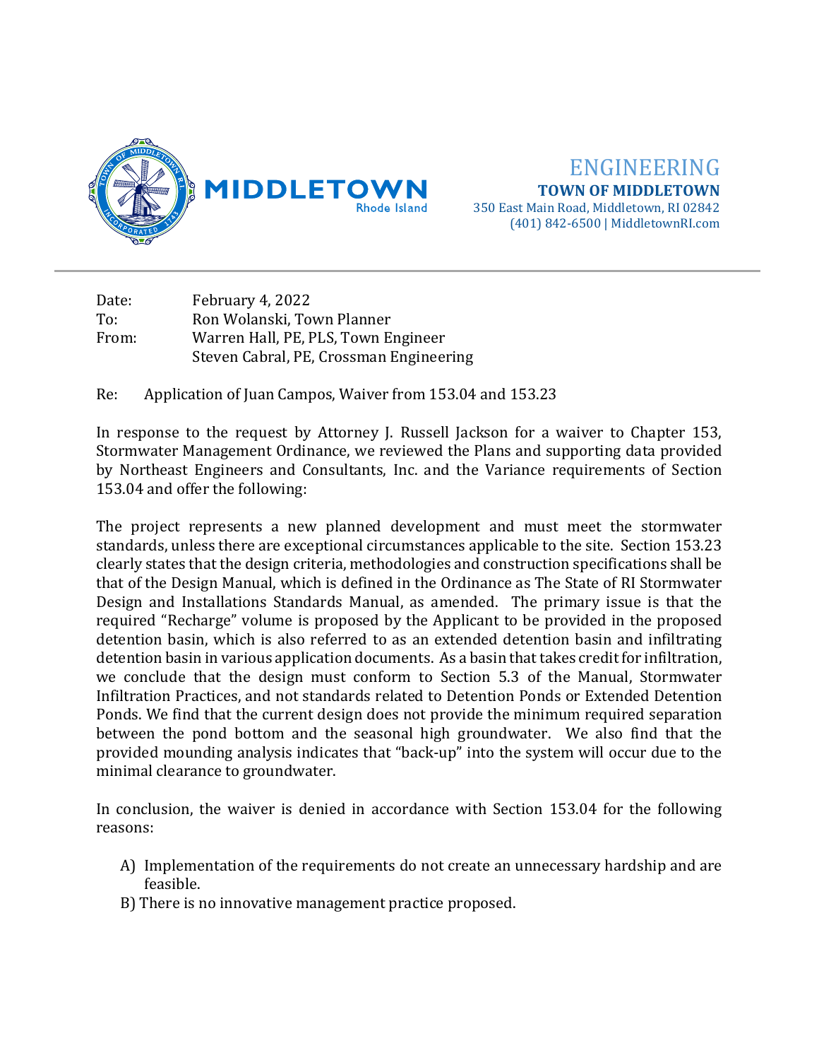MIDDLETOWN
Rhode Island

# ENGINEERING

**TOWN OF MIDDLETOWN**
350 East Main Road, Middletown, RI 02842
(401) 842-6500 | MiddletownRI.com

---

Date: February 4, 2022
To: Ron Wolanski, Town Planner
From: Warren Hall, PE, PLS, Town Engineer
Steven Cabral, PE, Crossman Engineering

Re: Application of Juan Campos, Waiver from 153.04 and 153.23

In response to the request by Attorney J. Russell Jackson for a waiver to Chapter 153, Stormwater Management Ordinance, we reviewed the Plans and supporting data provided by Northeast Engineers and Consultants, Inc. and the Variance requirements of Section 153.04 and offer the following:

The project represents a new planned development and must meet the stormwater standards, unless there are exceptional circumstances applicable to the site. Section 153.23 clearly states that the design criteria, methodologies and construction specifications shall be that of the Design Manual, which is defined in the Ordinance as The State of RI Stormwater Design and Installations Standards Manual, as amended. The primary issue is that the required "Recharge" volume is proposed by the Applicant to be provided in the proposed detention basin, which is also referred to as an extended detention basin and infiltrating detention basin in various application documents. As a basin that takes credit for infiltration, we conclude that the design must conform to Section 5.3 of the Manual, Stormwater Infiltration Practices, and not standards related to Detention Ponds or Extended Detention Ponds. We find that the current design does not provide the minimum required separation between the pond bottom and the seasonal high groundwater. We also find that the provided mounding analysis indicates that "back-up" into the system will occur due to the minimal clearance to groundwater.

In conclusion, the waiver is denied in accordance with Section 153.04 for the following reasons:

A) Implementation of the requirements do not create an unnecessary hardship and are feasible.
B) There is no innovative management practice proposed.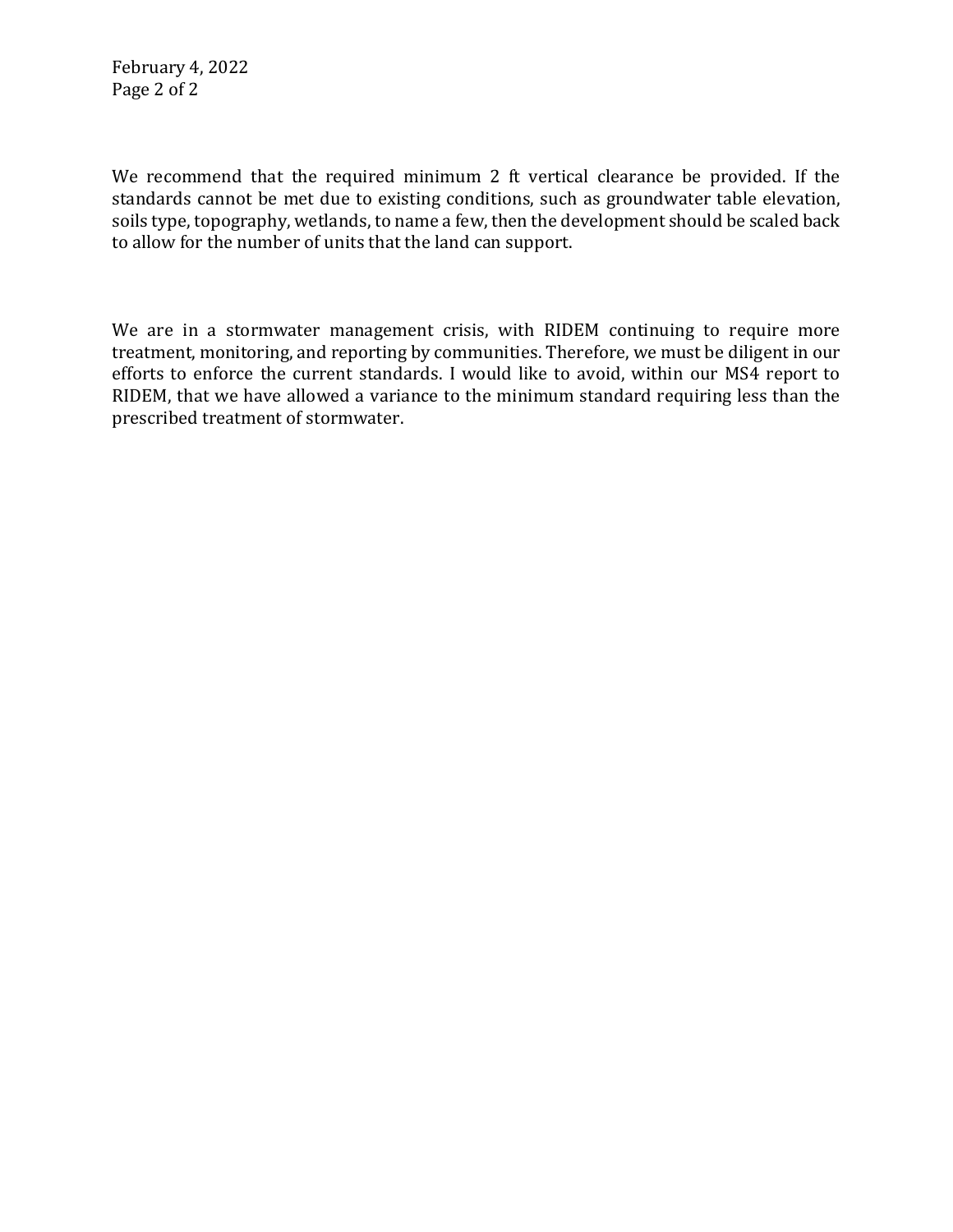We recommend that the required minimum 2 ft vertical clearance be provided. If the standards cannot be met due to existing conditions, such as groundwater table elevation, soils type, topography, wetlands, to name a few, then the development should be scaled back to allow for the number of units that the land can support.

We are in a stormwater management crisis, with RIDEM continuing to require more treatment, monitoring, and reporting by communities. Therefore, we must be diligent in our efforts to enforce the current standards. I would like to avoid, within our MS4 report to RIDEM, that we have allowed a variance to the minimum standard requiring less than the prescribed treatment of stormwater.